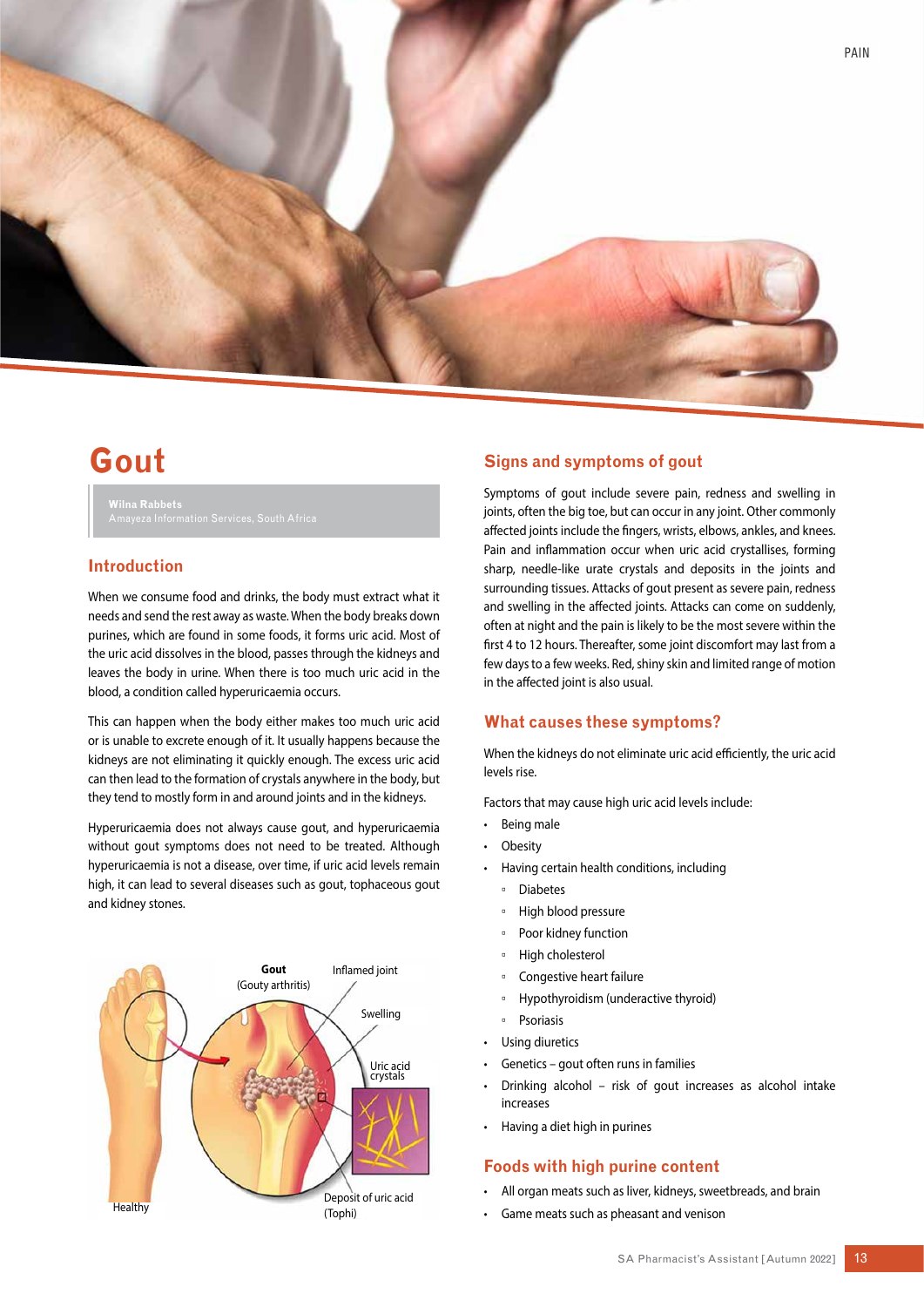# Gout

**Wilna Rabbets**
Amayeza Information Services, South Africa

## Introduction

When we consume food and drinks, the body must extract what it needs and send the rest away as waste. When the body breaks down purines, which are found in some foods, it forms uric acid. Most of the uric acid dissolves in the blood, passes through the kidneys and leaves the body in urine. When there is too much uric acid in the blood, a condition called hyperuricaemia occurs.

This can happen when the body either makes too much uric acid or is unable to excrete enough of it. It usually happens because the kidneys are not eliminating it quickly enough. The excess uric acid can then lead to the formation of crystals anywhere in the body, but they tend to mostly form in and around joints and in the kidneys.

Hyperuricaemia does not always cause gout, and hyperuricaemia without gout symptoms does not need to be treated. Although hyperuricaemia is not a disease, over time, if uric acid levels remain high, it can lead to several diseases such as gout, tophaceous gout and kidney stones.

## Signs and symptoms of gout

Symptoms of gout include severe pain, redness and swelling in joints, often the big toe, but can occur in any joint. Other commonly affected joints include the fingers, wrists, elbows, ankles, and knees. Pain and inflammation occur when uric acid crystallises, forming sharp, needle-like urate crystals and deposits in the joints and surrounding tissues. Attacks of gout present as severe pain, redness and swelling in the affected joints. Attacks can come on suddenly, often at night and the pain is likely to be the most severe within the first 4 to 12 hours. Thereafter, some joint discomfort may last from a few days to a few weeks. Red, shiny skin and limited range of motion in the affected joint is also usual.

## What causes these symptoms?

When the kidneys do not eliminate uric acid efficiently, the uric acid levels rise.

Factors that may cause high uric acid levels include:

- Being male
- Obesity
- Having certain health conditions, including
  - Diabetes
  - High blood pressure
  - Poor kidney function
  - High cholesterol
  - Congestive heart failure
  - Hypothyroidism (underactive thyroid)
  - Psoriasis
- Using diuretics
- Genetics – gout often runs in families
- Drinking alcohol – risk of gout increases as alcohol intake increases
- Having a diet high in purines

## Foods with high purine content

- All organ meats such as liver, kidneys, sweetbreads, and brain
- Game meats such as pheasant and venison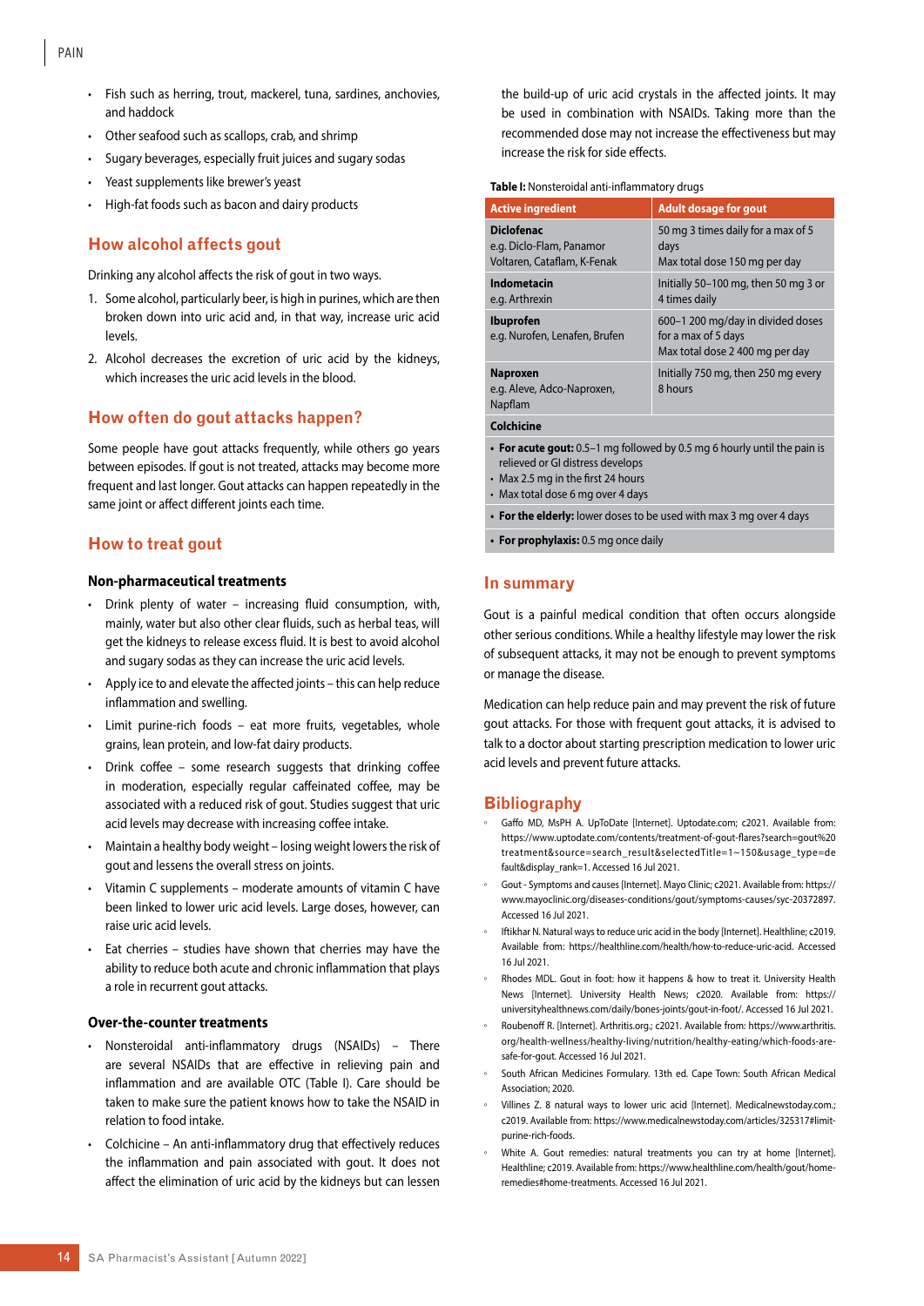- Fish such as herring, trout, mackerel, tuna, sardines, anchovies, and haddock
- Other seafood such as scallops, crab, and shrimp
- Sugary beverages, especially fruit juices and sugary sodas
- Yeast supplements like brewer's yeast
- High-fat foods such as bacon and dairy products

## How alcohol affects gout

Drinking any alcohol affects the risk of gout in two ways.

1. Some alcohol, particularly beer, is high in purines, which are then broken down into uric acid and, in that way, increase uric acid levels.
2. Alcohol decreases the excretion of uric acid by the kidneys, which increases the uric acid levels in the blood.

## How often do gout attacks happen?

Some people have gout attacks frequently, while others go years between episodes. If gout is not treated, attacks may become more frequent and last longer. Gout attacks can happen repeatedly in the same joint or affect different joints each time.

## How to treat gout

### Non-pharmaceutical treatments

- Drink plenty of water – increasing fluid consumption, with, mainly, water but also other clear fluids, such as herbal teas, will get the kidneys to release excess fluid. It is best to avoid alcohol and sugary sodas as they can increase the uric acid levels.
- Apply ice to and elevate the affected joints – this can help reduce inflammation and swelling.
- Limit purine-rich foods – eat more fruits, vegetables, whole grains, lean protein, and low-fat dairy products.
- Drink coffee – some research suggests that drinking coffee in moderation, especially regular caffeinated coffee, may be associated with a reduced risk of gout. Studies suggest that uric acid levels may decrease with increasing coffee intake.
- Maintain a healthy body weight – losing weight lowers the risk of gout and lessens the overall stress on joints.
- Vitamin C supplements – moderate amounts of vitamin C have been linked to lower uric acid levels. Large doses, however, can raise uric acid levels.
- Eat cherries – studies have shown that cherries may have the ability to reduce both acute and chronic inflammation that plays a role in recurrent gout attacks.

### Over-the-counter treatments

- Nonsteroidal anti-inflammatory drugs (NSAIDs) – There are several NSAIDs that are effective in relieving pain and inflammation and are available OTC (Table I). Care should be taken to make sure the patient knows how to take the NSAID in relation to food intake.
- Colchicine – An anti-inflammatory drug that effectively reduces the inflammation and pain associated with gout. It does not affect the elimination of uric acid by the kidneys but can lessen the build-up of uric acid crystals in the affected joints. It may be used in combination with NSAIDs. Taking more than the recommended dose may not increase the effectiveness but may increase the risk for side effects.

**Table I:** Nonsteroidal anti-inflammatory drugs

| Active ingredient | Adult dosage for gout |
|---|---|
| **Diclofenac**<br>e.g. Diclo-Flam, Panamor Voltaren, Cataflam, K-Fenak | 50 mg 3 times daily for a max of 5 days<br>Max total dose 150 mg per day |
| **Indometacin**<br>e.g. Arthrexin | Initially 50–100 mg, then 50 mg 3 or 4 times daily |
| **Ibuprofen**<br>e.g. Nurofen, Lenafen, Brufen | 600–1 200 mg/day in divided doses for a max of 5 days<br>Max total dose 2 400 mg per day |
| **Naproxen**<br>e.g. Aleve, Adco-Naproxen, Napflam | Initially 750 mg, then 250 mg every 8 hours |
| **Colchicine** | |
| • **For acute gout:** 0.5–1 mg followed by 0.5 mg 6 hourly until the pain is relieved or GI distress develops<br>• Max 2.5 mg in the first 24 hours<br>• Max total dose 6 mg over 4 days | |
| • **For the elderly:** lower doses to be used with max 3 mg over 4 days | |
| • **For prophylaxis:** 0.5 mg once daily | |

## In summary

Gout is a painful medical condition that often occurs alongside other serious conditions. While a healthy lifestyle may lower the risk of subsequent attacks, it may not be enough to prevent symptoms or manage the disease.

Medication can help reduce pain and may prevent the risk of future gout attacks. For those with frequent gout attacks, it is advised to talk to a doctor about starting prescription medication to lower uric acid levels and prevent future attacks.

## Bibliography

- Gaffo MD, MsPH A. UpToDate [Internet]. Uptodate.com; c2021. Available from: https://www.uptodate.com/contents/treatment-of-gout-flares?search=gout%20treatment&source=search_result&selectedTitle=1~150&usage_type=default&display_rank=1. Accessed 16 Jul 2021.
- Gout - Symptoms and causes [Internet]. Mayo Clinic; c2021. Available from: https://www.mayoclinic.org/diseases-conditions/gout/symptoms-causes/syc-20372897. Accessed 16 Jul 2021.
- Iftikhar N. Natural ways to reduce uric acid in the body [Internet]. Healthline; c2019. Available from: https://healthline.com/health/how-to-reduce-uric-acid. Accessed 16 Jul 2021.
- Rhodes MDL. Gout in foot: how it happens & how to treat it. University Health News [Internet]. University Health News; c2020. Available from: https://universityhealthnews.com/daily/bones-joints/gout-in-foot/. Accessed 16 Jul 2021.
- Roubenoff R. [Internet]. Arthritis.org.; c2021. Available from: https://www.arthritis.org/health-wellness/healthy-living/nutrition/healthy-eating/which-foods-are-safe-for-gout. Accessed 16 Jul 2021.
- South African Medicines Formulary. 13th ed. Cape Town: South African Medical Association; 2020.
- Villines Z. 8 natural ways to lower uric acid [Internet]. Medicalnewstoday.com.; c2019. Available from: https://www.medicalnewstoday.com/articles/325317#limit-purine-rich-foods.
- White A. Gout remedies: natural treatments you can try at home [Internet]. Healthline; c2019. Available from: https://www.healthline.com/health/gout/home-remedies#home-treatments. Accessed 16 Jul 2021.